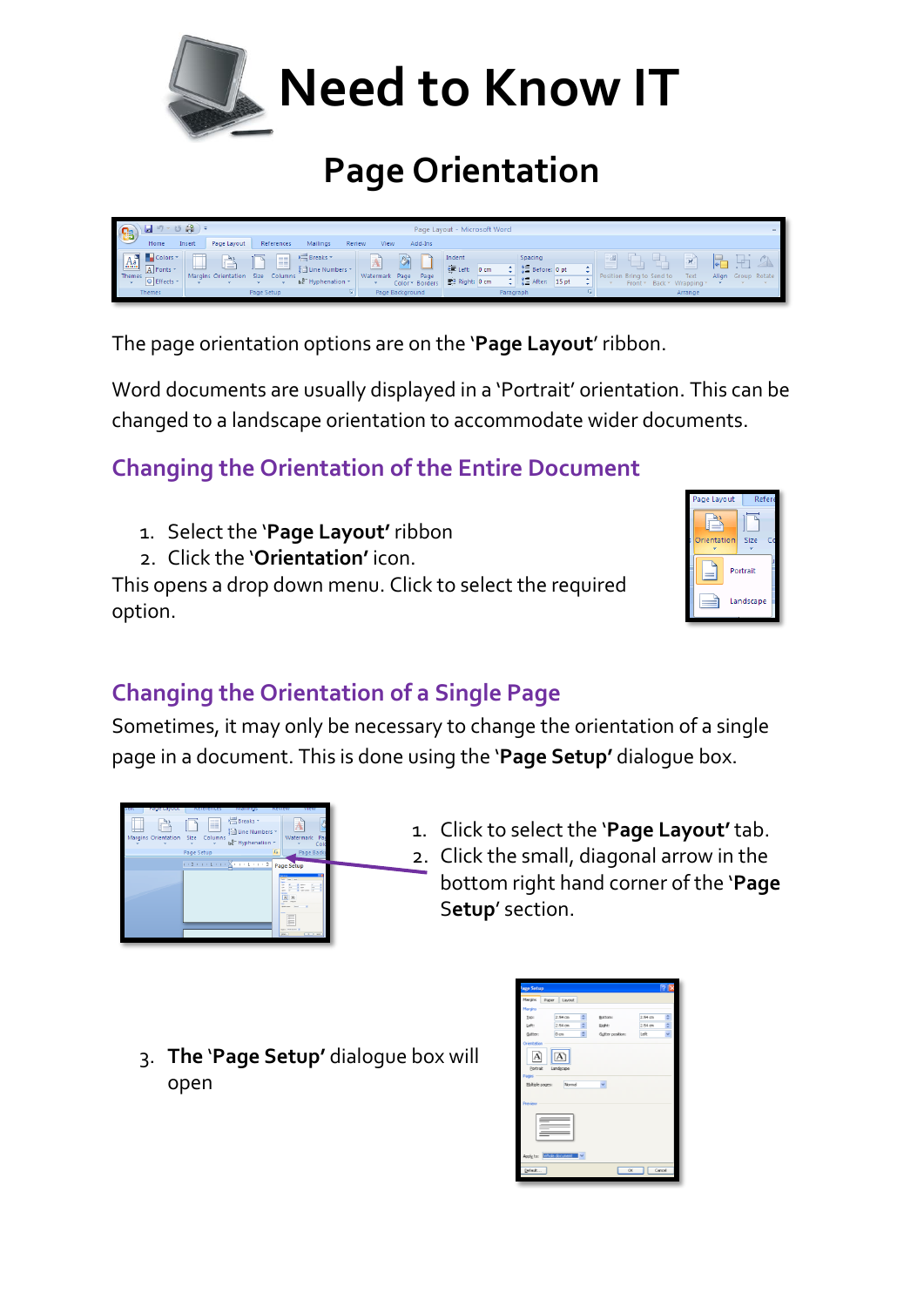# Need to Know IT

## Page Orientation

The page orientation options are on the '**Page Layout**' ribbon.

Word documents are usually displayed in a 'Portrait' orientation. This can be changed to a landscape orientation to accommodate wider documents.

### Changing the Orientation of the Entire Document

1. Select the '**Page Layout'** ribbon
2. Click the '**Orientation'** icon.

This opens a drop down menu. Click to select the required option.

### Changing the Orientation of a Single Page

Sometimes, it may only be necessary to change the orientation of a single page in a document. This is done using the '**Page Setup'** dialogue box.

1. Click to select the '**Page Layout'** tab.
2. Click the small, diagonal arrow in the bottom right hand corner of the '**Page Setup**' section.
3. **The** '**Page Setup'** dialogue box will open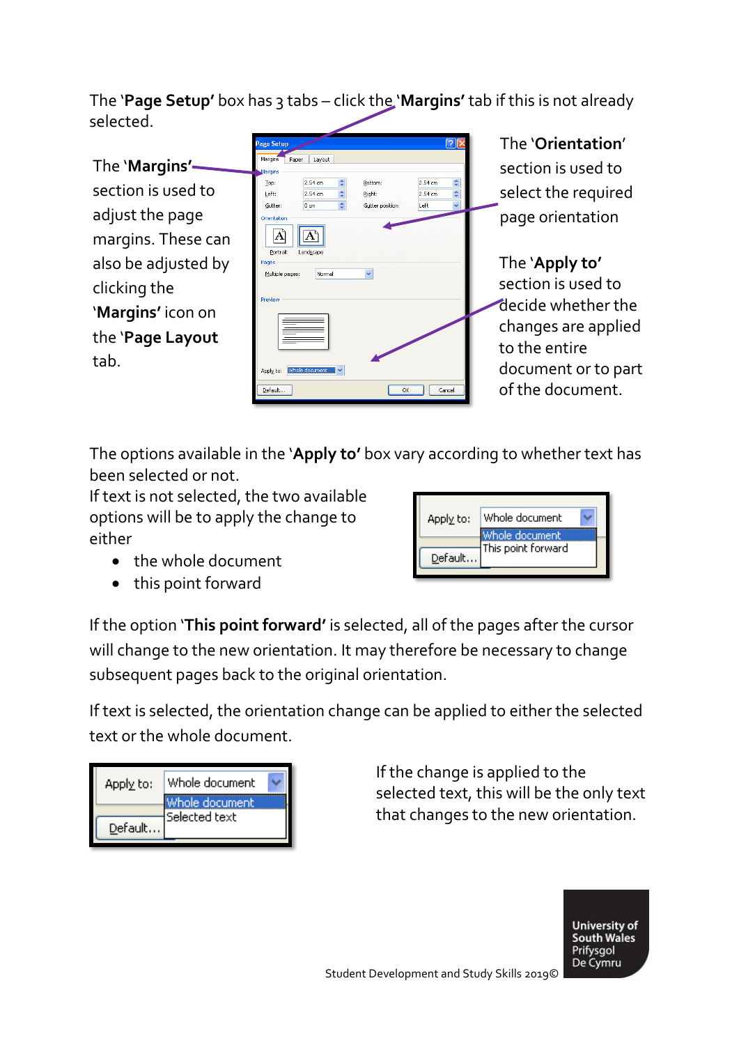The '**Page Setup'** box has 3 tabs – click the '**Margins'** tab if this is not already selected.

The '**Margins'** section is used to adjust the page margins. These can also be adjusted by clicking the '**Margins'** icon on the '**Page Layout** tab.

The '**Orientation'** section is used to select the required page orientation

The '**Apply to'** section is used to decide whether the changes are applied to the entire document or to part of the document.

The options available in the '**Apply to'** box vary according to whether text has been selected or not.

If text is not selected, the two available options will be to apply the change to either

- the whole document
- this point forward

If the option '**This point forward'** is selected, all of the pages after the cursor will change to the new orientation. It may therefore be necessary to change subsequent pages back to the original orientation.

If text is selected, the orientation change can be applied to either the selected text or the whole document.

If the change is applied to the selected text, this will be the only text that changes to the new orientation.

Student Development and Study Skills 2019©